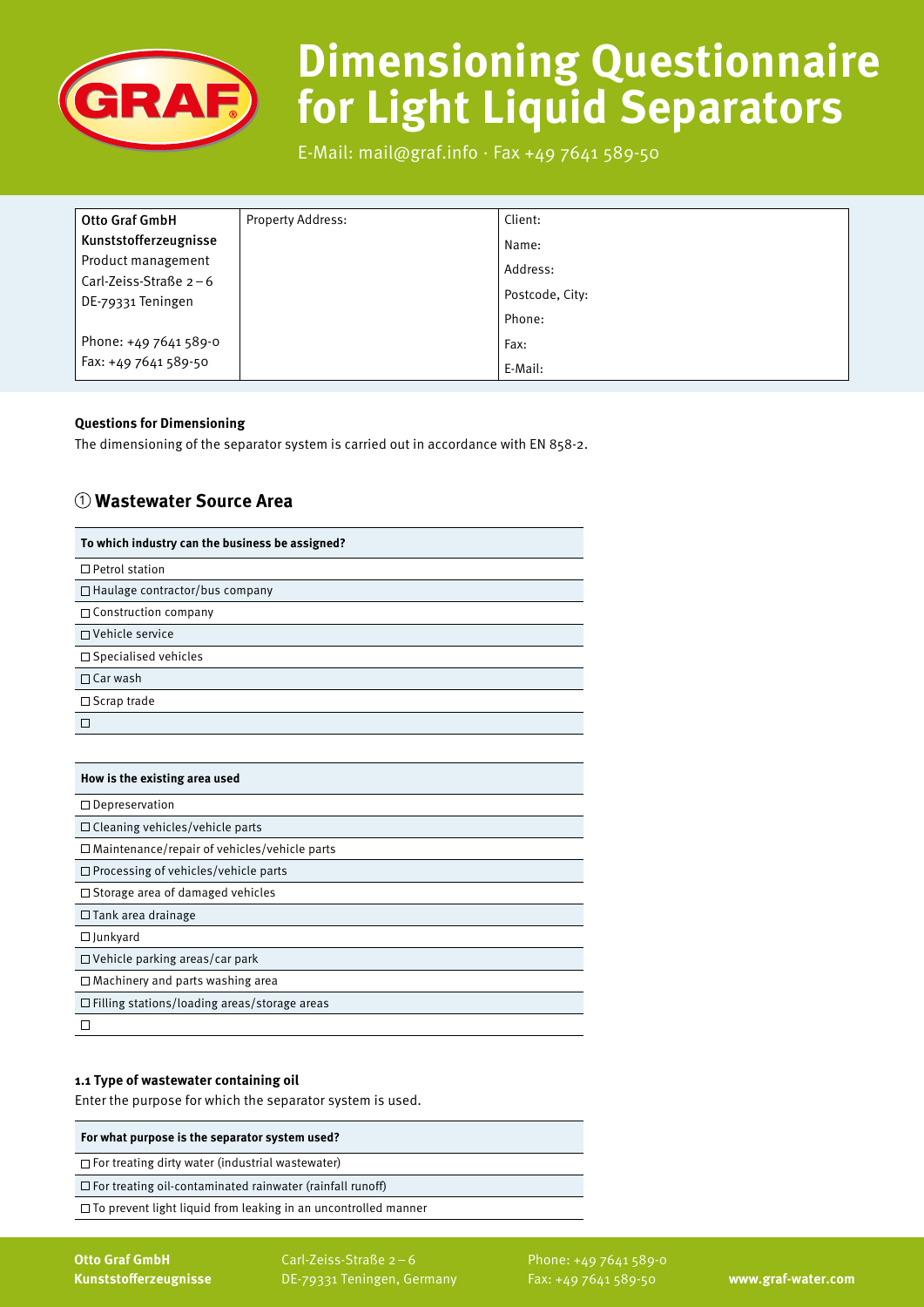# Dimensioning Questionnaire for Light Liquid Separators

E-Mail: mail@graf.info · Fax +49 7641 589-50

| Otto Graf GmbH Kunststofferzeugnisse | Property Address: | Client: |
|---|---|---|
| Product management | | Name: |
| Carl-Zeiss-Straße 2 – 6 | | Address: |
| DE-79331 Teningen | | Postcode, City: |
| | | Phone: |
| Phone: +49 7641 589-0 | | Fax: |
| Fax: +49 7641 589-50 | | E-Mail: |

**Questions for Dimensioning**

The dimensioning of the separator system is carried out in accordance with EN 858-2.

## ① Wastewater Source Area

| To which industry can the business be assigned? |
|---|
| ☐ Petrol station |
| ☐ Haulage contractor/bus company |
| ☐ Construction company |
| ☐ Vehicle service |
| ☐ Specialised vehicles |
| ☐ Car wash |
| ☐ Scrap trade |
| ☐ |

| How is the existing area used |
|---|
| ☐ Depreservation |
| ☐ Cleaning vehicles/vehicle parts |
| ☐ Maintenance/repair of vehicles/vehicle parts |
| ☐ Processing of vehicles/vehicle parts |
| ☐ Storage area of damaged vehicles |
| ☐ Tank area drainage |
| ☐ Junkyard |
| ☐ Vehicle parking areas/car park |
| ☐ Machinery and parts washing area |
| ☐ Filling stations/loading areas/storage areas |
| ☐ |

### 1.1 Type of wastewater containing oil

Enter the purpose for which the separator system is used.

| For what purpose is the separator system used? |
|---|
| ☐ For treating dirty water (industrial wastewater) |
| ☐ For treating oil-contaminated rainwater (rainfall runoff) |
| ☐ To prevent light liquid from leaking in an uncontrolled manner |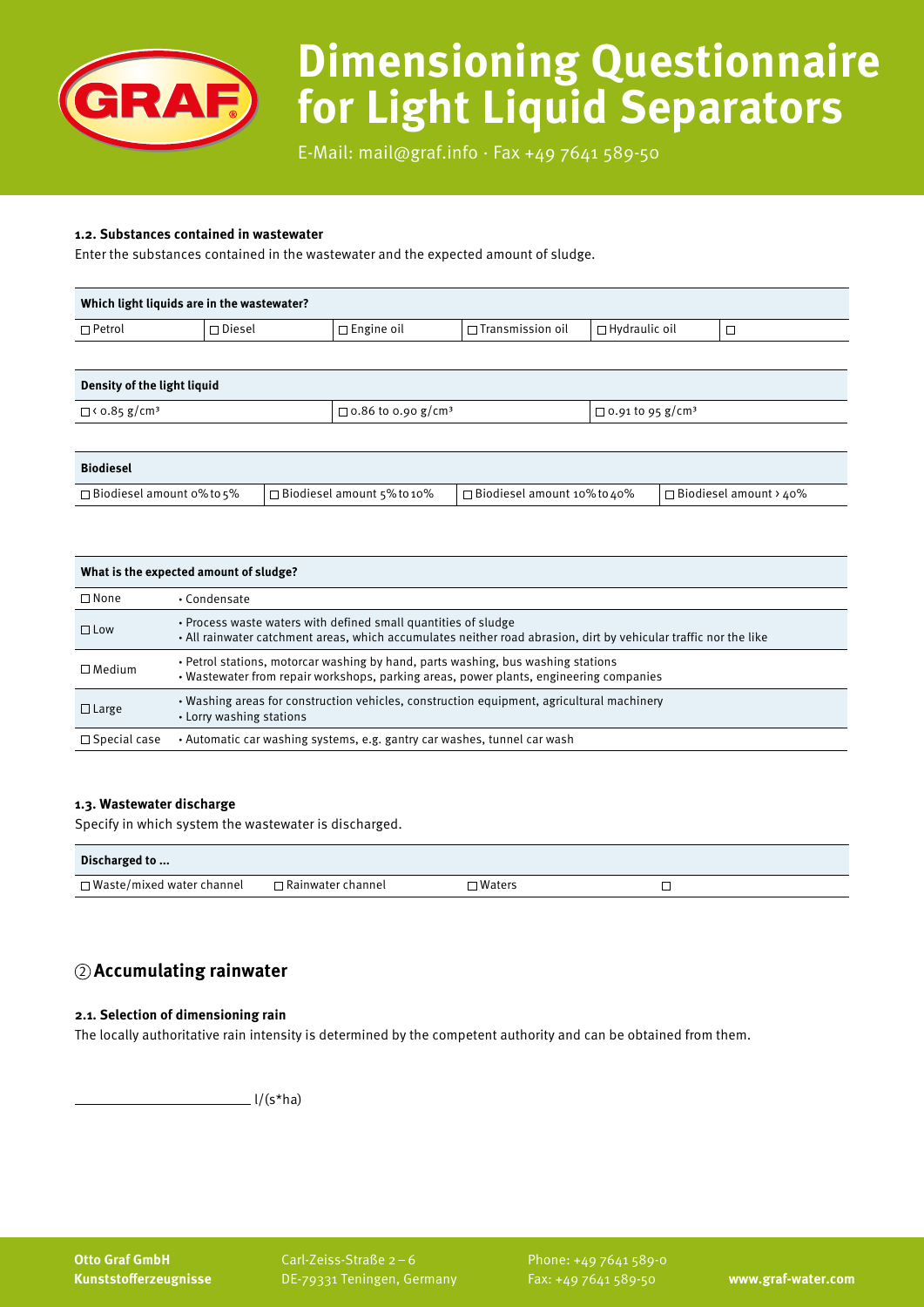# Dimensioning Questionnaire for Light Liquid Separators

E-Mail: mail@graf.info · Fax +49 7641 589-50

#### 1.2. Substances contained in wastewater

Enter the substances contained in the wastewater and the expected amount of sludge.

| Which light liquids are in the wastewater? | | | | | |
|---|---|---|---|---|---|
| ☐ Petrol | ☐ Diesel | ☐ Engine oil | ☐ Transmission oil | ☐ Hydraulic oil | ☐ |

| Density of the light liquid | | |
|---|---|---|
| ☐ < 0.85 g/cm³ | ☐ 0.86 to 0.90 g/cm³ | ☐ 0.91 to 95 g/cm³ |

| Biodiesel | | | |
|---|---|---|---|
| ☐ Biodiesel amount 0% to 5% | ☐ Biodiesel amount 5% to 10% | ☐ Biodiesel amount 10% to 40% | ☐ Biodiesel amount > 40% |

| What is the expected amount of sludge? | |
|---|---|
| ☐ None | • Condensate |
| ☐ Low | • Process waste waters with defined small quantities of sludge<br>• All rainwater catchment areas, which accumulates neither road abrasion, dirt by vehicular traffic nor the like |
| ☐ Medium | • Petrol stations, motorcar washing by hand, parts washing, bus washing stations<br>• Wastewater from repair workshops, parking areas, power plants, engineering companies |
| ☐ Large | • Washing areas for construction vehicles, construction equipment, agricultural machinery<br>• Lorry washing stations |
| ☐ Special case | • Automatic car washing systems, e.g. gantry car washes, tunnel car wash |

#### 1.3. Wastewater discharge

Specify in which system the wastewater is discharged.

| Discharged to ... | | | |
|---|---|---|---|
| ☐ Waste/mixed water channel | ☐ Rainwater channel | ☐ Waters | ☐ |

## ② Accumulating rainwater

#### 2.1. Selection of dimensioning rain

The locally authoritative rain intensity is determined by the competent authority and can be obtained from them.

\_\_\_\_\_\_\_\_\_\_\_\_\_\_\_\_\_\_\_\_ l/(s*ha)

**Otto Graf GmbH**
**Kunststofferzeugnisse**

Carl-Zeiss-Straße 2 – 6
DE-79331 Teningen, Germany

Phone: +49 7641 589-0
Fax: +49 7641 589-50

**www.graf-water.com**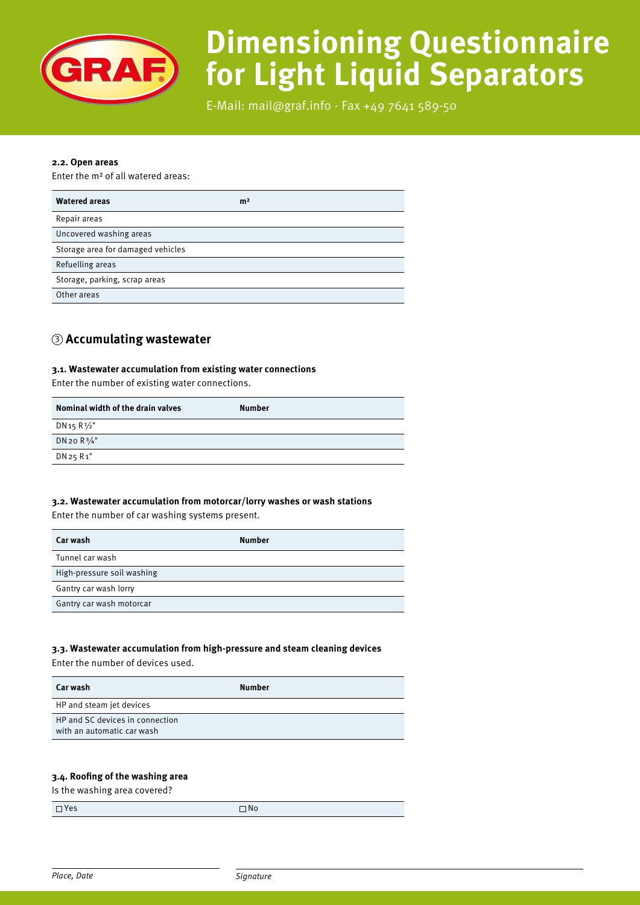# Dimensioning Questionnaire for Light Liquid Separators

E-Mail: mail@graf.info · Fax +49 7641 589-50

#### 2.2. Open areas

Enter the m² of all watered areas:

| Watered areas | m² |
|---|---|
| Repair areas | |
| Uncovered washing areas | |
| Storage area for damaged vehicles | |
| Refuelling areas | |
| Storage, parking, scrap areas | |
| Other areas | |

## ③ Accumulating wastewater

#### 3.1. Wastewater accumulation from existing water connections

Enter the number of existing water connections.

| Nominal width of the drain valves | Number |
|---|---|
| DN 15 R ½" | |
| DN 20 R ¾" | |
| DN 25 R 1" | |

#### 3.2. Wastewater accumulation from motorcar/lorry washes or wash stations

Enter the number of car washing systems present.

| Car wash | Number |
|---|---|
| Tunnel car wash | |
| High-pressure soil washing | |
| Gantry car wash lorry | |
| Gantry car wash motorcar | |

#### 3.3. Wastewater accumulation from high-pressure and steam cleaning devices

Enter the number of devices used.

| Car wash | Number |
|---|---|
| HP and steam jet devices | |
| HP and SC devices in connection with an automatic car wash | |

#### 3.4. Roofing of the washing area

Is the washing area covered?

☐ Yes ☐ No

*Place, Date* *Signature*